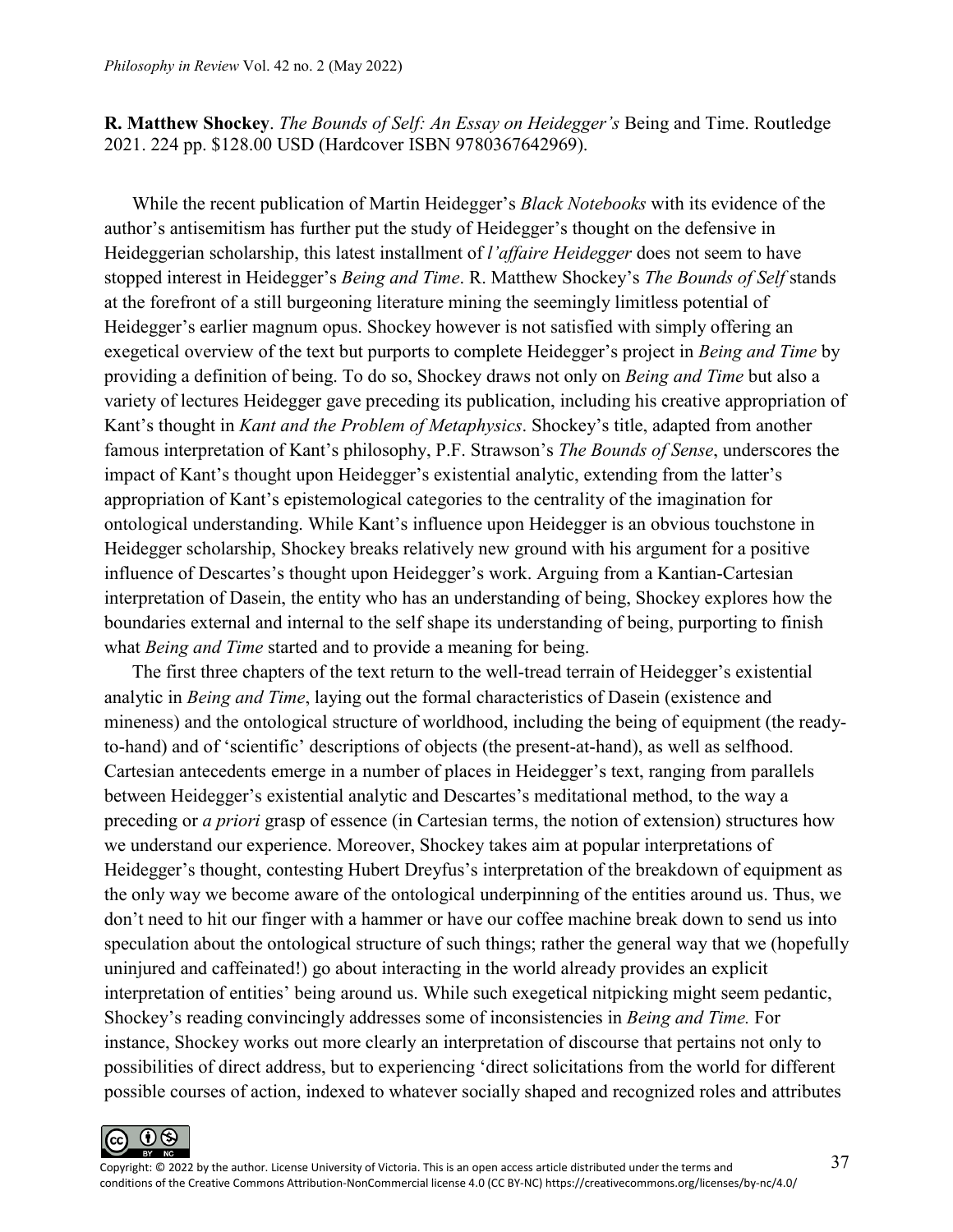**R. Matthew Shockey**. *The Bounds of Self: An Essay on Heidegger's* Being and Time. Routledge 2021. 224 pp. $128.00 USD (Hardcover ISBN 9780367642969).

While the recent publication of Martin Heidegger's *Black Notebooks* with its evidence of the author's antisemitism has further put the study of Heidegger's thought on the defensive in Heideggerian scholarship, this latest installment of *l'affaire Heidegger* does not seem to have stopped interest in Heidegger's *Being and Time*. R. Matthew Shockey's *The Bounds of Self* stands at the forefront of a still burgeoning literature mining the seemingly limitless potential of Heidegger's earlier magnum opus. Shockey however is not satisfied with simply offering an exegetical overview of the text but purports to complete Heidegger's project in *Being and Time* by providing a definition of being. To do so, Shockey draws not only on *Being and Time* but also a variety of lectures Heidegger gave preceding its publication, including his creative appropriation of Kant's thought in *Kant and the Problem of Metaphysics*. Shockey's title, adapted from another famous interpretation of Kant's philosophy, P.F. Strawson's *The Bounds of Sense*, underscores the impact of Kant's thought upon Heidegger's existential analytic, extending from the latter's appropriation of Kant's epistemological categories to the centrality of the imagination for ontological understanding. While Kant's influence upon Heidegger is an obvious touchstone in Heidegger scholarship, Shockey breaks relatively new ground with his argument for a positive influence of Descartes's thought upon Heidegger's work. Arguing from a Kantian-Cartesian interpretation of Dasein, the entity who has an understanding of being, Shockey explores how the boundaries external and internal to the self shape its understanding of being, purporting to finish what *Being and Time* started and to provide a meaning for being.

The first three chapters of the text return to the well-tread terrain of Heidegger's existential analytic in *Being and Time*, laying out the formal characteristics of Dasein (existence and mineness) and the ontological structure of worldhood, including the being of equipment (the ready-to-hand) and of 'scientific' descriptions of objects (the present-at-hand), as well as selfhood. Cartesian antecedents emerge in a number of places in Heidegger's text, ranging from parallels between Heidegger's existential analytic and Descartes's meditational method, to the way a preceding or *a priori* grasp of essence (in Cartesian terms, the notion of extension) structures how we understand our experience. Moreover, Shockey takes aim at popular interpretations of Heidegger's thought, contesting Hubert Dreyfus's interpretation of the breakdown of equipment as the only way we become aware of the ontological underpinning of the entities around us. Thus, we don't need to hit our finger with a hammer or have our coffee machine break down to send us into speculation about the ontological structure of such things; rather the general way that we (hopefully uninjured and caffeinated!) go about interacting in the world already provides an explicit interpretation of entities' being around us. While such exegetical nitpicking might seem pedantic, Shockey's reading convincingly addresses some of inconsistencies in *Being and Time.* For instance, Shockey works out more clearly an interpretation of discourse that pertains not only to possibilities of direct address, but to experiencing 'direct solicitations from the world for different possible courses of action, indexed to whatever socially shaped and recognized roles and attributes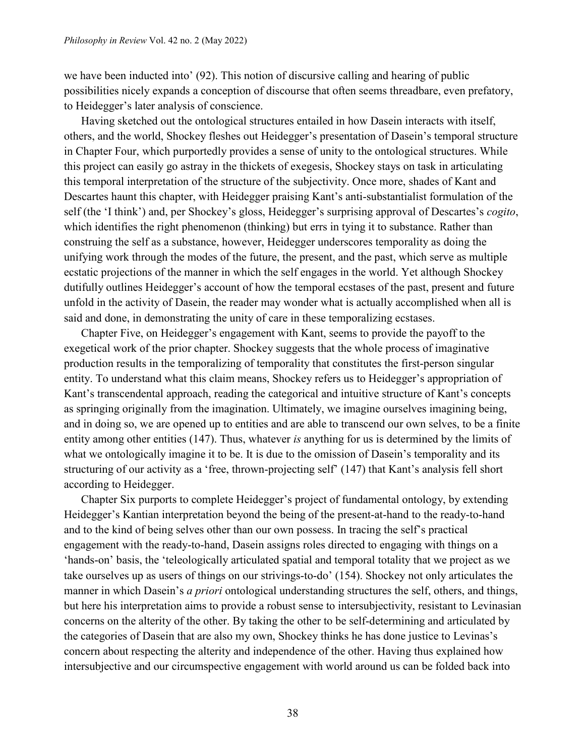we have been inducted into' (92). This notion of discursive calling and hearing of public possibilities nicely expands a conception of discourse that often seems threadbare, even prefatory, to Heidegger's later analysis of conscience.

Having sketched out the ontological structures entailed in how Dasein interacts with itself, others, and the world, Shockey fleshes out Heidegger's presentation of Dasein's temporal structure in Chapter Four, which purportedly provides a sense of unity to the ontological structures. While this project can easily go astray in the thickets of exegesis, Shockey stays on task in articulating this temporal interpretation of the structure of the subjectivity. Once more, shades of Kant and Descartes haunt this chapter, with Heidegger praising Kant's anti-substantialist formulation of the self (the 'I think') and, per Shockey's gloss, Heidegger's surprising approval of Descartes's *cogito*, which identifies the right phenomenon (thinking) but errs in tying it to substance. Rather than construing the self as a substance, however, Heidegger underscores temporality as doing the unifying work through the modes of the future, the present, and the past, which serve as multiple ecstatic projections of the manner in which the self engages in the world. Yet although Shockey dutifully outlines Heidegger's account of how the temporal ecstases of the past, present and future unfold in the activity of Dasein, the reader may wonder what is actually accomplished when all is said and done, in demonstrating the unity of care in these temporalizing ecstases.

Chapter Five, on Heidegger's engagement with Kant, seems to provide the payoff to the exegetical work of the prior chapter. Shockey suggests that the whole process of imaginative production results in the temporalizing of temporality that constitutes the first-person singular entity. To understand what this claim means, Shockey refers us to Heidegger's appropriation of Kant's transcendental approach, reading the categorical and intuitive structure of Kant's concepts as springing originally from the imagination. Ultimately, we imagine ourselves imagining being, and in doing so, we are opened up to entities and are able to transcend our own selves, to be a finite entity among other entities (147). Thus, whatever *is* anything for us is determined by the limits of what we ontologically imagine it to be. It is due to the omission of Dasein's temporality and its structuring of our activity as a 'free, thrown-projecting self' (147) that Kant's analysis fell short according to Heidegger.

Chapter Six purports to complete Heidegger's project of fundamental ontology, by extending Heidegger's Kantian interpretation beyond the being of the present-at-hand to the ready-to-hand and to the kind of being selves other than our own possess. In tracing the self's practical engagement with the ready-to-hand, Dasein assigns roles directed to engaging with things on a 'hands-on' basis, the 'teleologically articulated spatial and temporal totality that we project as we take ourselves up as users of things on our strivings-to-do' (154). Shockey not only articulates the manner in which Dasein's *a priori* ontological understanding structures the self, others, and things, but here his interpretation aims to provide a robust sense to intersubjectivity, resistant to Levinasian concerns on the alterity of the other. By taking the other to be self-determining and articulated by the categories of Dasein that are also my own, Shockey thinks he has done justice to Levinas's concern about respecting the alterity and independence of the other. Having thus explained how intersubjective and our circumspective engagement with world around us can be folded back into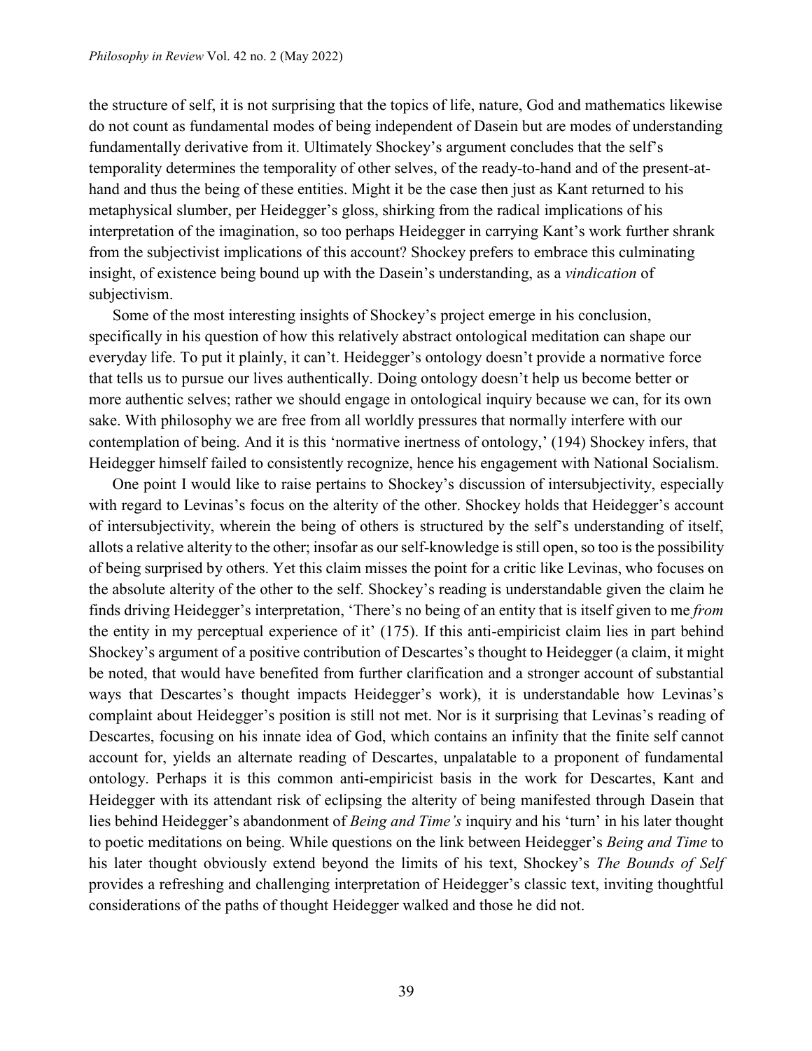the structure of self, it is not surprising that the topics of life, nature, God and mathematics likewise do not count as fundamental modes of being independent of Dasein but are modes of understanding fundamentally derivative from it. Ultimately Shockey's argument concludes that the self's temporality determines the temporality of other selves, of the ready-to-hand and of the present-at-hand and thus the being of these entities. Might it be the case then just as Kant returned to his metaphysical slumber, per Heidegger's gloss, shirking from the radical implications of his interpretation of the imagination, so too perhaps Heidegger in carrying Kant's work further shrank from the subjectivist implications of this account? Shockey prefers to embrace this culminating insight, of existence being bound up with the Dasein's understanding, as a *vindication* of subjectivism.

Some of the most interesting insights of Shockey's project emerge in his conclusion, specifically in his question of how this relatively abstract ontological meditation can shape our everyday life. To put it plainly, it can't. Heidegger's ontology doesn't provide a normative force that tells us to pursue our lives authentically. Doing ontology doesn't help us become better or more authentic selves; rather we should engage in ontological inquiry because we can, for its own sake. With philosophy we are free from all worldly pressures that normally interfere with our contemplation of being. And it is this 'normative inertness of ontology,' (194) Shockey infers, that Heidegger himself failed to consistently recognize, hence his engagement with National Socialism.

One point I would like to raise pertains to Shockey's discussion of intersubjectivity, especially with regard to Levinas's focus on the alterity of the other. Shockey holds that Heidegger's account of intersubjectivity, wherein the being of others is structured by the self's understanding of itself, allots a relative alterity to the other; insofar as our self-knowledge is still open, so too is the possibility of being surprised by others. Yet this claim misses the point for a critic like Levinas, who focuses on the absolute alterity of the other to the self. Shockey's reading is understandable given the claim he finds driving Heidegger's interpretation, 'There's no being of an entity that is itself given to me *from* the entity in my perceptual experience of it' (175). If this anti-empiricist claim lies in part behind Shockey's argument of a positive contribution of Descartes's thought to Heidegger (a claim, it might be noted, that would have benefited from further clarification and a stronger account of substantial ways that Descartes's thought impacts Heidegger's work), it is understandable how Levinas's complaint about Heidegger's position is still not met. Nor is it surprising that Levinas's reading of Descartes, focusing on his innate idea of God, which contains an infinity that the finite self cannot account for, yields an alternate reading of Descartes, unpalatable to a proponent of fundamental ontology. Perhaps it is this common anti-empiricist basis in the work for Descartes, Kant and Heidegger with its attendant risk of eclipsing the alterity of being manifested through Dasein that lies behind Heidegger's abandonment of *Being and Time's* inquiry and his 'turn' in his later thought to poetic meditations on being. While questions on the link between Heidegger's *Being and Time* to his later thought obviously extend beyond the limits of his text, Shockey's *The Bounds of Self* provides a refreshing and challenging interpretation of Heidegger's classic text, inviting thoughtful considerations of the paths of thought Heidegger walked and those he did not.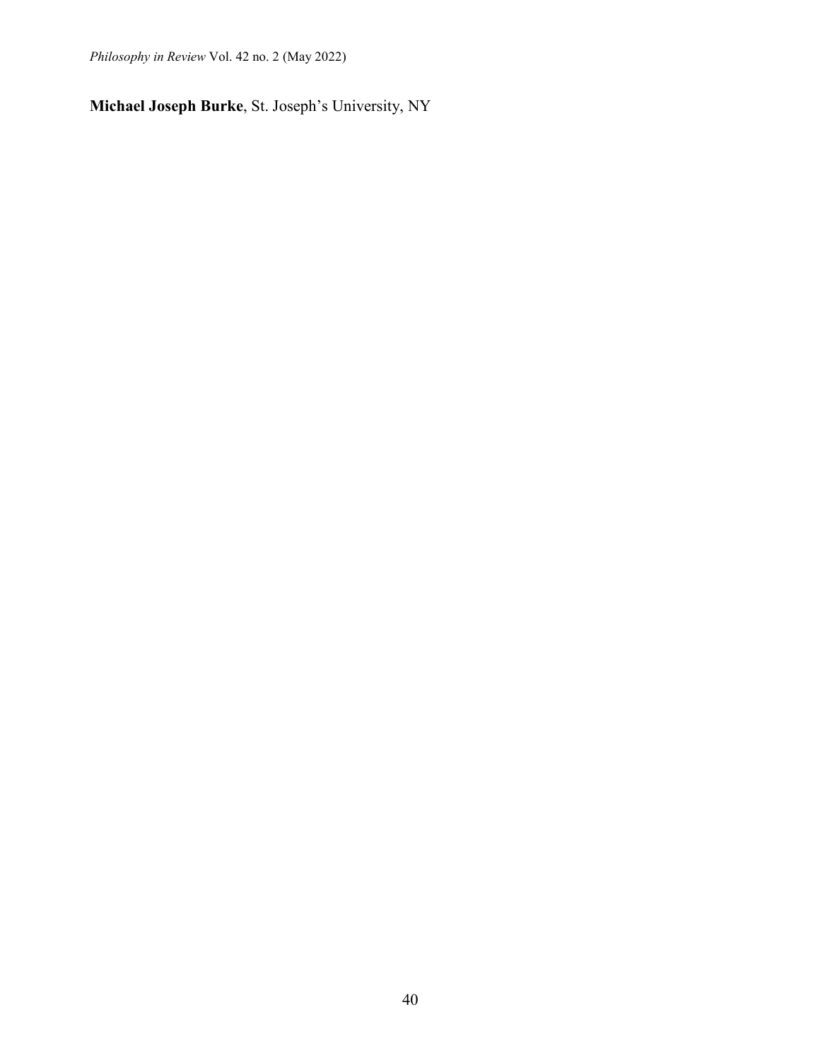**Michael Joseph Burke**, St. Joseph's University, NY